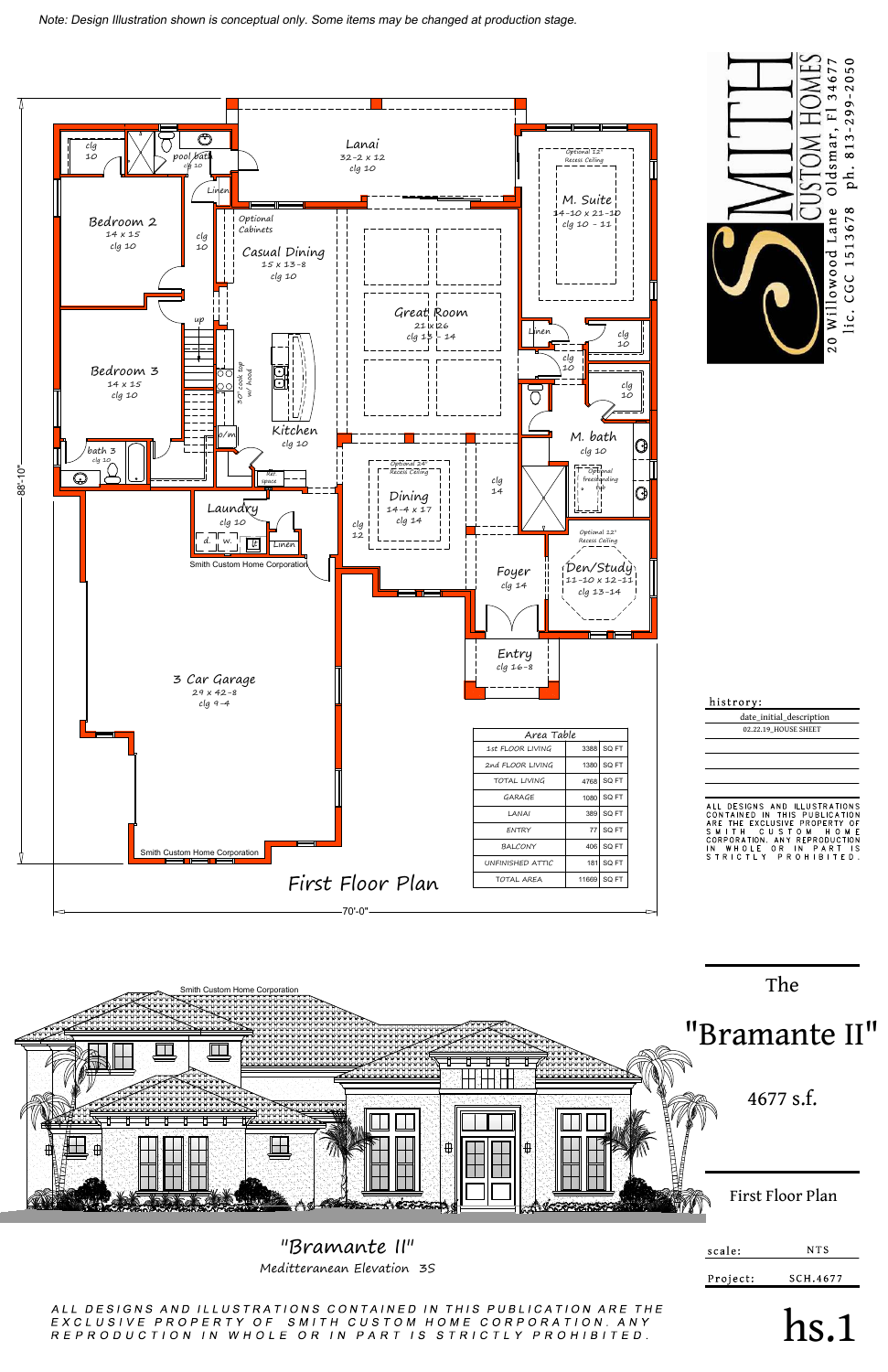Note: Design Illustration shown is conceptual only. Some items may be changed at production stage.

# First Floor Plan

Lanai 32-2 x 12 clg 10

Bedroom 2 14 x 15 clg 10

Bedroom 3 14 x 15 clg 10

pool bath clg 10

bath 3 clg 10

Casual Dining 15 x 13-8 clg 10

Optional Cabinets

Great Room 21 x 26 clg 13 - 14

Kitchen clg 10

30" cook top w/ hood

Laundry clg 10

Linen

M. Suite 14-10 x 21-10 clg 10 - 11

Optional 12" Recess Ceiling

M. bath clg 10

Optional freestanding tub

Dining 14-4 x 17 clg 14

Optional 24" Recess Ceiling

Foyer clg 14

Den/Study 11-10 x 12-11 clg 13-14

Optional 12" Recess Ceiling

Entry clg 16-8

3 Car Garage 29 x 42-8 clg 9-4

Smith Custom Home Corporation

88'-10"

70'-0"

| Area Table | | |
|---|---|---|
| 1st FLOOR LIVING | 3388 | SQ FT |
| 2nd FLOOR LIVING | 1380 | SQ FT |
| TOTAL LIVING | 4768 | SQ FT |
| GARAGE | 1080 | SQ FT |
| LANAI | 389 | SQ FT |
| ENTRY | 77 | SQ FT |
| BALCONY | 406 | SQ FT |
| UNFINISHED ATTIC | 181 | SQ FT |
| TOTAL AREA | 11669 | SQ FT |

SMITH CUSTOM HOMES

20 Willowood Lane Oldsmar, Fl 34677

lic. CGC 1513678 ph. 813-299-2050

histrory:

date_initial_description

02.22.19_HOUSE SHEET

ALL DESIGNS AND ILLUSTRATIONS CONTAINED IN THIS PUBLICATION ARE THE EXCLUSIVE PROPERTY OF SMITH CUSTOM HOME CORPORATION. ANY REPRODUCTION IN WHOLE OR IN PART IS STRICTLY PROHIBITED.

The

## "Bramante II"

4677 s.f.

First Floor Plan

scale: NTS

Project: SCH.4677

hs.1

"Bramante II"

Meditteranean Elevation 3S

ALL DESIGNS AND ILLUSTRATIONS CONTAINED IN THIS PUBLICATION ARE THE EXCLUSIVE PROPERTY OF SMITH CUSTOM HOME CORPORATION. ANY REPRODUCTION IN WHOLE OR IN PART IS STRICTLY PROHIBITED.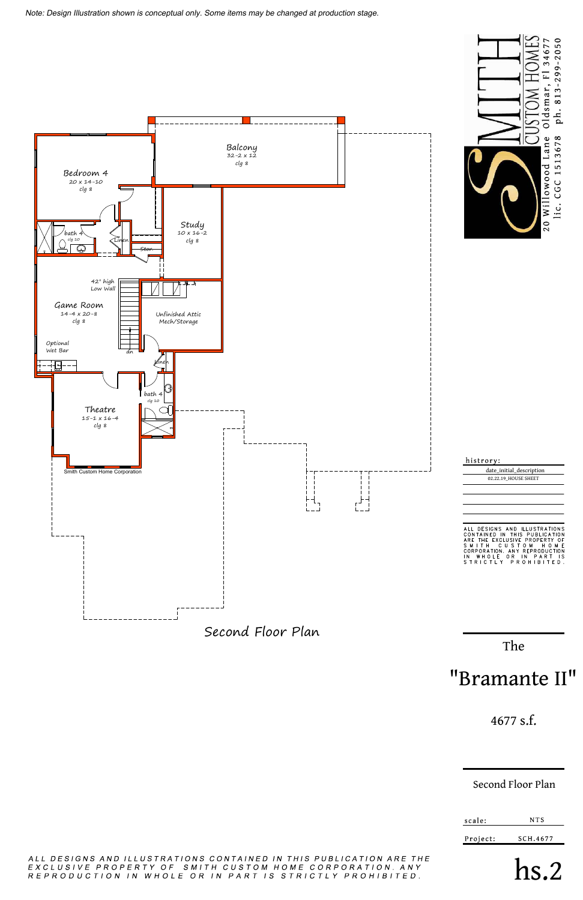Note: Design Illustration shown is conceptual only. Some items may be changed at production stage.

Balcony
32-2 x 12
clg 8

Bedroom 4
20 x 14-10
clg 8

bath 4
clg 10

Linen

Stor.

Study
10 x 16-2
clg 8

42" high
Low Wall

Game Room
14-4 x 20-8
clg 8

Unfinished Attic
Mech/Storage

Optional
Wet Bar

dn

Linen

bath 4
clg 10

Theatre
15-1 x 16-4
clg 8

Smith Custom Home Corporation

Second Floor Plan

SMITH CUSTOM HOMES
20 Willowood Lane Oldsmar, Fl 34677
lic. CGC 1513678 ph. 813-299-2050

histrory:

| date_initial_description |
|---|
| 02.22.19_HOUSE SHEET |
| |
| |
| |
| |

ALL DESIGNS AND ILLUSTRATIONS CONTAINED IN THIS PUBLICATION ARE THE EXCLUSIVE PROPERTY OF SMITH CUSTOM HOME CORPORATION. ANY REPRODUCTION IN WHOLE OR IN PART IS STRICTLY PROHIBITED.

The

"Bramante II"

4677 s.f.

Second Floor Plan

scale: NTS

Project: SCH.4677

hs.2

ALL DESIGNS AND ILLUSTRATIONS CONTAINED IN THIS PUBLICATION ARE THE EXCLUSIVE PROPERTY OF SMITH CUSTOM HOME CORPORATION. ANY REPRODUCTION IN WHOLE OR IN PART IS STRICTLY PROHIBITED.